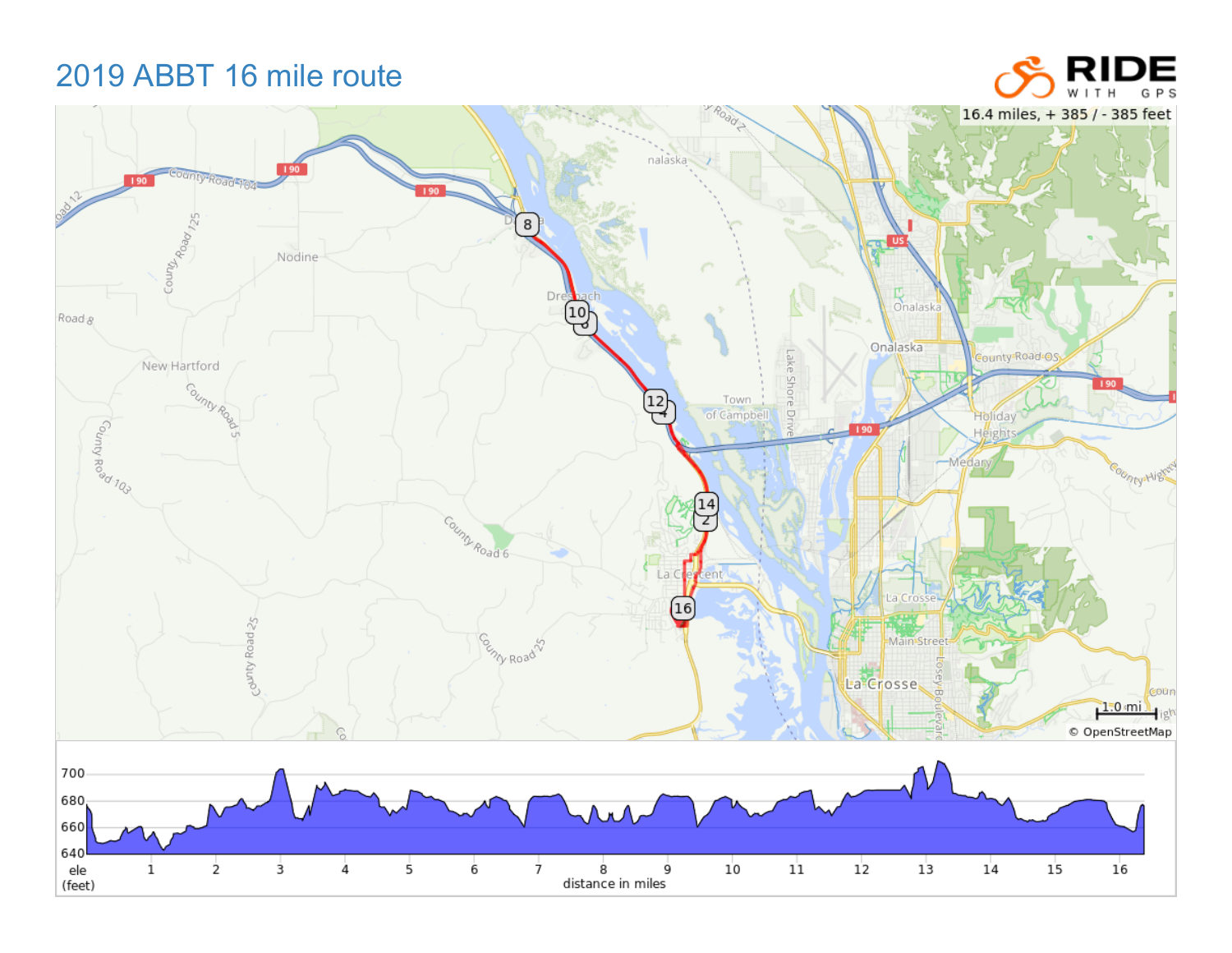# 2019 ABBT 16 mile route

RIDE WITH GPS

16.4 miles, + 385 / - 385 feet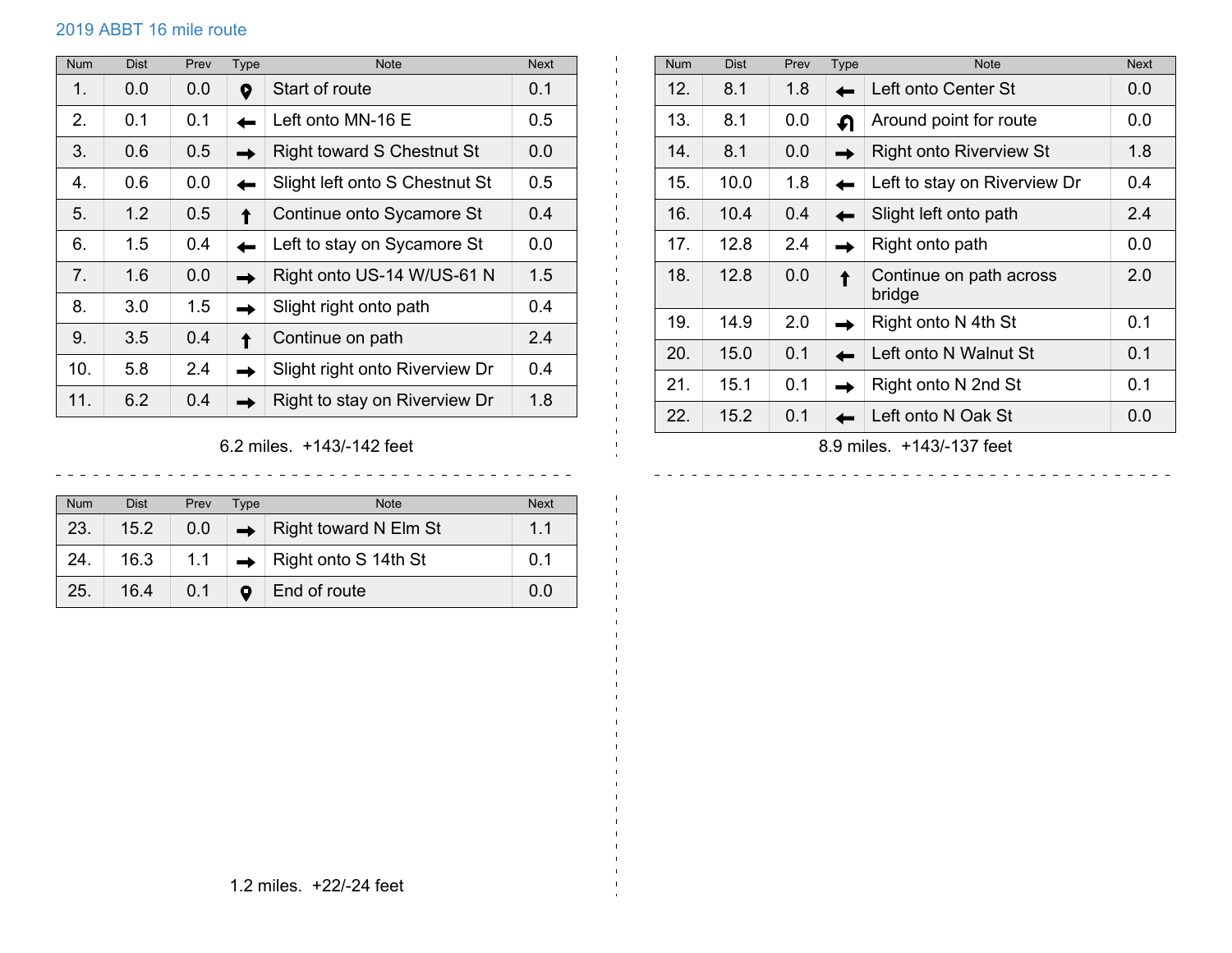## 2019 ABBT 16 mile route

| Num | Dist | Prev | Type | Note | Next |
|---|---|---|---|---|---|
| 1. | 0.0 | 0.0 | | Start of route | 0.1 |
| 2. | 0.1 | 0.1 | ← | Left onto MN-16 E | 0.5 |
| 3. | 0.6 | 0.5 | → | Right toward S Chestnut St | 0.0 |
| 4. | 0.6 | 0.0 | ← | Slight left onto S Chestnut St | 0.5 |
| 5. | 1.2 | 0.5 | ↑ | Continue onto Sycamore St | 0.4 |
| 6. | 1.5 | 0.4 | ← | Left to stay on Sycamore St | 0.0 |
| 7. | 1.6 | 0.0 | → | Right onto US-14 W/US-61 N | 1.5 |
| 8. | 3.0 | 1.5 | → | Slight right onto path | 0.4 |
| 9. | 3.5 | 0.4 | ↑ | Continue on path | 2.4 |
| 10. | 5.8 | 2.4 | → | Slight right onto Riverview Dr | 0.4 |
| 11. | 6.2 | 0.4 | → | Right to stay on Riverview Dr | 1.8 |

6.2 miles. +143/-142 feet

| Num | Dist | Prev | Type | Note | Next |
|---|---|---|---|---|---|
| 12. | 8.1 | 1.8 | ← | Left onto Center St | 0.0 |
| 13. | 8.1 | 0.0 | ↶ | Around point for route | 0.0 |
| 14. | 8.1 | 0.0 | → | Right onto Riverview St | 1.8 |
| 15. | 10.0 | 1.8 | ← | Left to stay on Riverview Dr | 0.4 |
| 16. | 10.4 | 0.4 | ← | Slight left onto path | 2.4 |
| 17. | 12.8 | 2.4 | → | Right onto path | 0.0 |
| 18. | 12.8 | 0.0 | ↑ | Continue on path across bridge | 2.0 |
| 19. | 14.9 | 2.0 | → | Right onto N 4th St | 0.1 |
| 20. | 15.0 | 0.1 | ← | Left onto N Walnut St | 0.1 |
| 21. | 15.1 | 0.1 | → | Right onto N 2nd St | 0.1 |
| 22. | 15.2 | 0.1 | ← | Left onto N Oak St | 0.0 |

8.9 miles. +143/-137 feet

| Num | Dist | Prev | Type | Note | Next |
|---|---|---|---|---|---|
| 23. | 15.2 | 0.0 | → | Right toward N Elm St | 1.1 |
| 24. | 16.3 | 1.1 | → | Right onto S 14th St | 0.1 |
| 25. | 16.4 | 0.1 | | End of route | 0.0 |

1.2 miles. +22/-24 feet